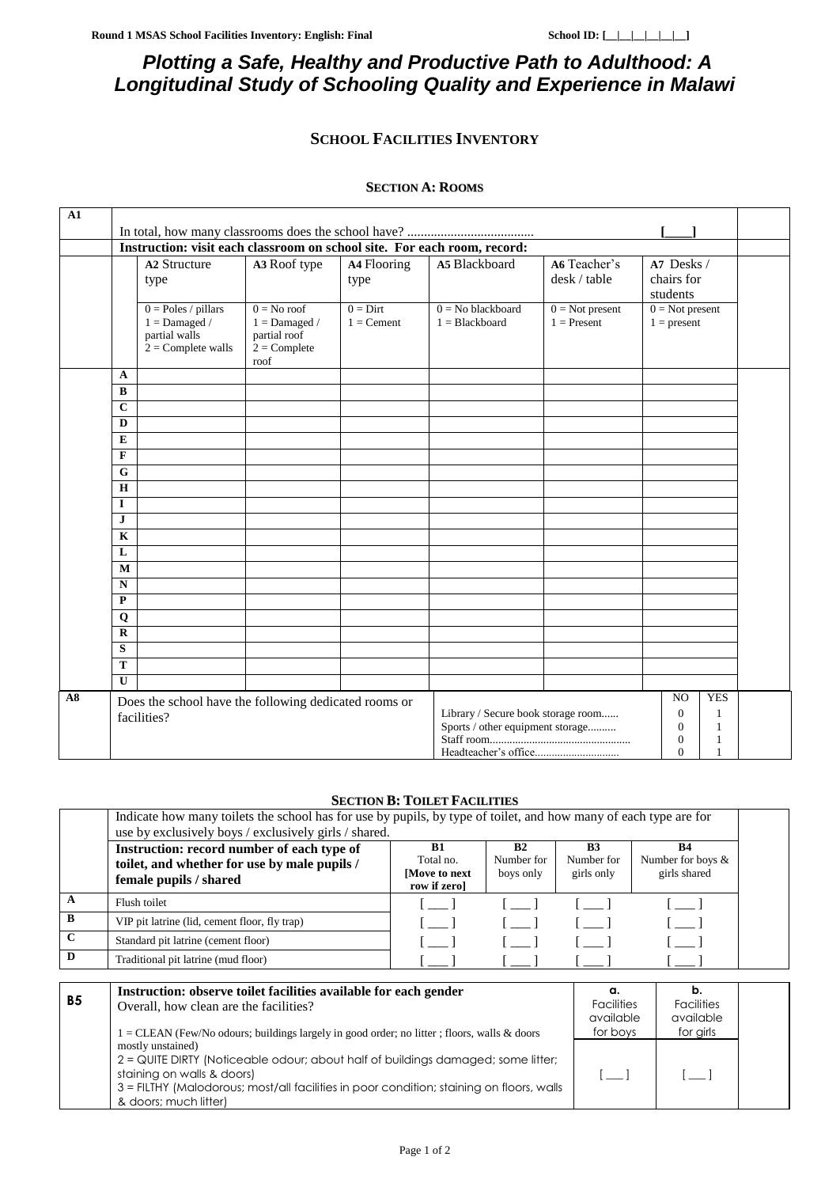# Plotting a Safe, Healthy and Productive Path to Adulthood: A Longitudinal Study of Schooling Quality and Experience in Malawi

## SCHOOL FACILITIES INVENTORY

### SECTION A: ROOMS

**A1** In total, how many classrooms does the school have? ...................................... [____]

**Instruction: visit each classroom on school site. For each room, record:**

| | **A2** Structure type | **A3** Roof type | **A4** Flooring type | **A5** Blackboard | **A6** Teacher's desk / table | **A7** Desks / chairs for students |
|---|---|---|---|---|---|---|
| | 0 = Poles / pillars<br>1 = Damaged / partial walls<br>2 = Complete walls | 0 = No roof<br>1 = Damaged / partial roof<br>2 = Complete roof | 0 = Dirt<br>1 = Cement | 0 = No blackboard<br>1 = Blackboard | 0 = Not present<br>1 = Present | 0 = Not present<br>1 = present |
| **A** | | | | | | |
| **B** | | | | | | |
| **C** | | | | | | |
| **D** | | | | | | |
| **E** | | | | | | |
| **F** | | | | | | |
| **G** | | | | | | |
| **H** | | | | | | |
| **I** | | | | | | |
| **J** | | | | | | |
| **K** | | | | | | |
| **L** | | | | | | |
| **M** | | | | | | |
| **N** | | | | | | |
| **P** | | | | | | |
| **Q** | | | | | | |
| **R** | | | | | | |
| **S** | | | | | | |
| **T** | | | | | | |
| **U** | | | | | | |

**A8** Does the school have the following dedicated rooms or facilities?

| | NO | YES |
|---|---|---|
| Library / Secure book storage room...... | 0 | 1 |
| Sports / other equipment storage.......... | 0 | 1 |
| Staff room.................................................. | 0 | 1 |
| Headteacher's office............................. | 0 | 1 |

### SECTION B: TOILET FACILITIES

Indicate how many toilets the school has for use by pupils, by type of toilet, and how many of each type are for use by exclusively boys / exclusively girls / shared.

| | **Instruction: record number of each type of toilet, and whether for use by male pupils / female pupils / shared** | **B1** Total no. **[Move to next row if zero]** | **B2** Number for boys only | **B3** Number for girls only | **B4** Number for boys & girls shared |
|---|---|---|---|---|---|
| **A** | Flush toilet | [ ___ ] | [ ___ ] | [ ___ ] | [ ___ ] |
| **B** | VIP pit latrine (lid, cement floor, fly trap) | [ ___ ] | [ ___ ] | [ ___ ] | [ ___ ] |
| **C** | Standard pit latrine (cement floor) | [ ___ ] | [ ___ ] | [ ___ ] | [ ___ ] |
| **D** | Traditional pit latrine (mud floor) | [ ___ ] | [ ___ ] | [ ___ ] | [ ___ ] |

| **B5** | **Instruction: observe toilet facilities available for each gender**<br>Overall, how clean are the facilities?<br>1 = CLEAN (Few/No odours; buildings largely in good order; no litter ; floors, walls & doors mostly unstained)<br>2 = QUITE DIRTY (Noticeable odour; about half of buildings damaged; some litter; staining on walls & doors)<br>3 = FILTHY (Malodorous; most/all facilities in poor condition; staining on floors, walls & doors; much litter) | **a.** Facilities available for boys | **b.** Facilities available for girls |
|---|---|---|---|
| | | [ ___ ] | [ ___ ] |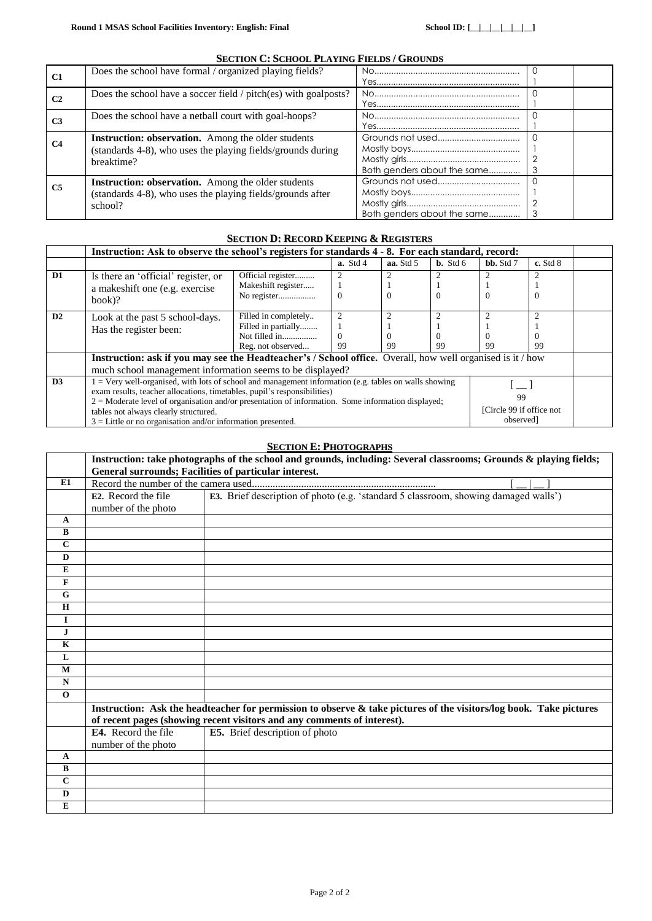## SECTION C: SCHOOL PLAYING FIELDS / GROUNDS

| | | | | |
|---|---|---|---|---|
| **C1** | Does the school have formal / organized playing fields? | No<br>Yes | 0<br>1 | |
| **C2** | Does the school have a soccer field / pitch(es) with goalposts? | No<br>Yes | 0<br>1 | |
| **C3** | Does the school have a netball court with goal-hoops? | No<br>Yes | 0<br>1 | |
| **C4** | **Instruction: observation.** Among the older students (standards 4-8), who uses the playing fields/grounds during breaktime? | Grounds not used<br>Mostly boys<br>Mostly girls<br>Both genders about the same | 0<br>1<br>2<br>3 | |
| **C5** | **Instruction: observation.** Among the older students (standards 4-8), who uses the playing fields/grounds after school? | Grounds not used<br>Mostly boys<br>Mostly girls<br>Both genders about the same | 0<br>1<br>2<br>3 | |

## SECTION D: RECORD KEEPING & REGISTERS

| | | | | | | | | |
|---|---|---|---|---|---|---|---|---|
| | **Instruction: Ask to observe the school's registers for standards 4 - 8. For each standard, record:** | | | | | | | |
| | | | **a.** Std 4 | **aa.** Std 5 | **b.** Std 6 | **bb.** Std 7 | **c.** Std 8 | |
| **D1** | Is there an 'official' register, or a makeshift one (e.g. exercise book)? | Official register<br>Makeshift register<br>No register | 2<br>1<br>0 | 2<br>1<br>0 | 2<br>1<br>0 | 2<br>1<br>0 | 2<br>1<br>0 | |
| **D2** | Look at the past 5 school-days. Has the register been: | Filled in completely<br>Filled in partially<br>Not filled in<br>Reg. not observed | 2<br>1<br>0<br>99 | 2<br>1<br>0<br>99 | 2<br>1<br>0<br>99 | 2<br>1<br>0<br>99 | 2<br>1<br>0<br>99 | |
| | **Instruction: ask if you may see the Headteacher's / School office.** Overall, how well organised is it / how much school management information seems to be displayed? | | | | | | | |
| **D3** | 1 = Very well-organised, with lots of school and management information (e.g. tables on walls showing exam results, teacher allocations, timetables, pupil's responsibilities)<br>2 = Moderate level of organisation and/or presentation of information. Some information displayed; tables not always clearly structured.<br>3 = Little or no organisation and/or information presented. | | | | | [ __ ]<br>99<br>[Circle 99 if office not observed] | | |

## SECTION E: PHOTOGRAPHS

| | | |
|---|---|---|
| | **Instruction: take photographs of the school and grounds, including: Several classrooms; Grounds & playing fields; General surrounds; Facilities of particular interest.** | |
| **E1** | Record the number of the camera used [ __ \| __ ] | |
| | **E2.** Record the file number of the photo | **E3.** Brief description of photo (e.g. 'standard 5 classroom, showing damaged walls') |
| **A** | | |
| **B** | | |
| **C** | | |
| **D** | | |
| **E** | | |
| **F** | | |
| **G** | | |
| **H** | | |
| **I** | | |
| **J** | | |
| **K** | | |
| **L** | | |
| **M** | | |
| **N** | | |
| **O** | | |
| | **Instruction: Ask the headteacher for permission to observe & take pictures of the visitors/log book. Take pictures of recent pages (showing recent visitors and any comments of interest).** | |
| | **E4.** Record the file number of the photo | **E5.** Brief description of photo |
| **A** | | |
| **B** | | |
| **C** | | |
| **D** | | |
| **E** | | |